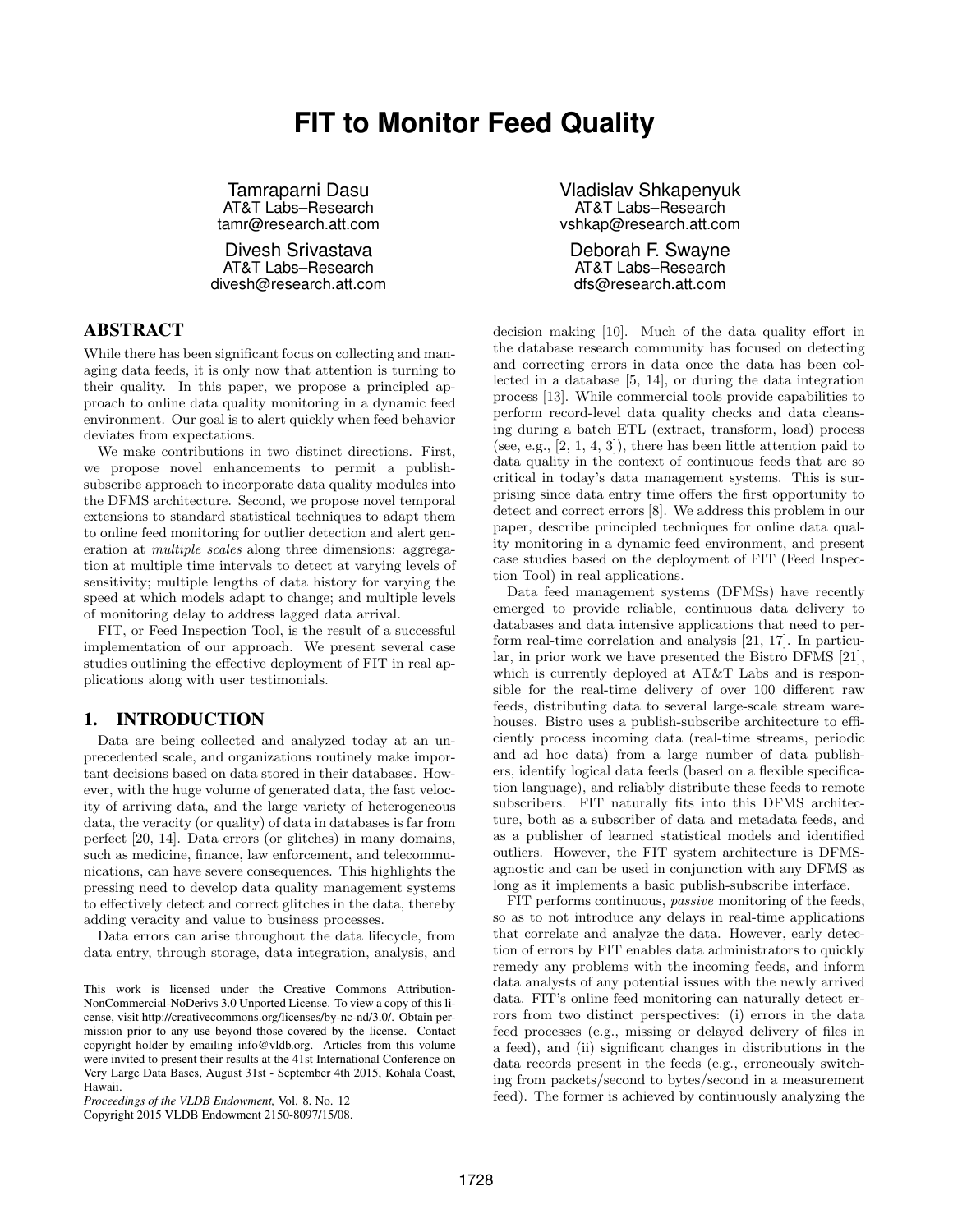# FIT to Monitor Feed Quality

Tamraparni Dasu
AT&T Labs–Research
tamr@research.att.com

Vladislav Shkapenyuk
AT&T Labs–Research
vshkap@research.att.com

Divesh Srivastava
AT&T Labs–Research
divesh@research.att.com

Deborah F. Swayne
AT&T Labs–Research
dfs@research.att.com

## ABSTRACT

While there has been significant focus on collecting and managing data feeds, it is only now that attention is turning to their quality. In this paper, we propose a principled approach to online data quality monitoring in a dynamic feed environment. Our goal is to alert quickly when feed behavior deviates from expectations.

We make contributions in two distinct directions. First, we propose novel enhancements to permit a publish-subscribe approach to incorporate data quality modules into the DFMS architecture. Second, we propose novel temporal extensions to standard statistical techniques to adapt them to online feed monitoring for outlier detection and alert generation at *multiple scales* along three dimensions: aggregation at multiple time intervals to detect at varying levels of sensitivity; multiple lengths of data history for varying the speed at which models adapt to change; and multiple levels of monitoring delay to address lagged data arrival.

FIT, or Feed Inspection Tool, is the result of a successful implementation of our approach. We present several case studies outlining the effective deployment of FIT in real applications along with user testimonials.

## 1. INTRODUCTION

Data are being collected and analyzed today at an unprecedented scale, and organizations routinely make important decisions based on data stored in their databases. However, with the huge volume of generated data, the fast velocity of arriving data, and the large variety of heterogeneous data, the veracity (or quality) of data in databases is far from perfect [20, 14]. Data errors (or glitches) in many domains, such as medicine, finance, law enforcement, and telecommunications, can have severe consequences. This highlights the pressing need to develop data quality management systems to effectively detect and correct glitches in the data, thereby adding veracity and value to business processes.

Data errors can arise throughout the data lifecycle, from data entry, through storage, data integration, analysis, and decision making [10]. Much of the data quality effort in the database research community has focused on detecting and correcting errors in data once the data has been collected in a database [5, 14], or during the data integration process [13]. While commercial tools provide capabilities to perform record-level data quality checks and data cleansing during a batch ETL (extract, transform, load) process (see, e.g., [2, 1, 4, 3]), there has been little attention paid to data quality in the context of continuous feeds that are so critical in today's data management systems. This is surprising since data entry time offers the first opportunity to detect and correct errors [8]. We address this problem in our paper, describe principled techniques for online data quality monitoring in a dynamic feed environment, and present case studies based on the deployment of FIT (Feed Inspection Tool) in real applications.

Data feed management systems (DFMSs) have recently emerged to provide reliable, continuous data delivery to databases and data intensive applications that need to perform real-time correlation and analysis [21, 17]. In particular, in prior work we have presented the Bistro DFMS [21], which is currently deployed at AT&T Labs and is responsible for the real-time delivery of over 100 different raw feeds, distributing data to several large-scale stream warehouses. Bistro uses a publish-subscribe architecture to efficiently process incoming data (real-time streams, periodic and ad hoc data) from a large number of data publishers, identify logical data feeds (based on a flexible specification language), and reliably distribute these feeds to remote subscribers. FIT naturally fits into this DFMS architecture, both as a subscriber of data and metadata feeds, and as a publisher of learned statistical models and identified outliers. However, the FIT system architecture is DFMS-agnostic and can be used in conjunction with any DFMS as long as it implements a basic publish-subscribe interface.

FIT performs continuous, *passive* monitoring of the feeds, so as to not introduce any delays in real-time applications that correlate and analyze the data. However, early detection of errors by FIT enables data administrators to quickly remedy any problems with the incoming feeds, and inform data analysts of any potential issues with the newly arrived data. FIT's online feed monitoring can naturally detect errors from two distinct perspectives: (i) errors in the data feed processes (e.g., missing or delayed delivery of files in a feed), and (ii) significant changes in distributions in the data records present in the feeds (e.g., erroneously switching from packets/second to bytes/second in a measurement feed). The former is achieved by continuously analyzing the

This work is licensed under the Creative Commons Attribution-NonCommercial-NoDerivs 3.0 Unported License. To view a copy of this license, visit http://creativecommons.org/licenses/by-nc-nd/3.0/. Obtain permission prior to any use beyond those covered by the license. Contact copyright holder by emailing info@vldb.org. Articles from this volume were invited to present their results at the 41st International Conference on Very Large Data Bases, August 31st - September 4th 2015, Kohala Coast, Hawaii.
*Proceedings of the VLDB Endowment,* Vol. 8, No. 12
Copyright 2015 VLDB Endowment 2150-8097/15/08.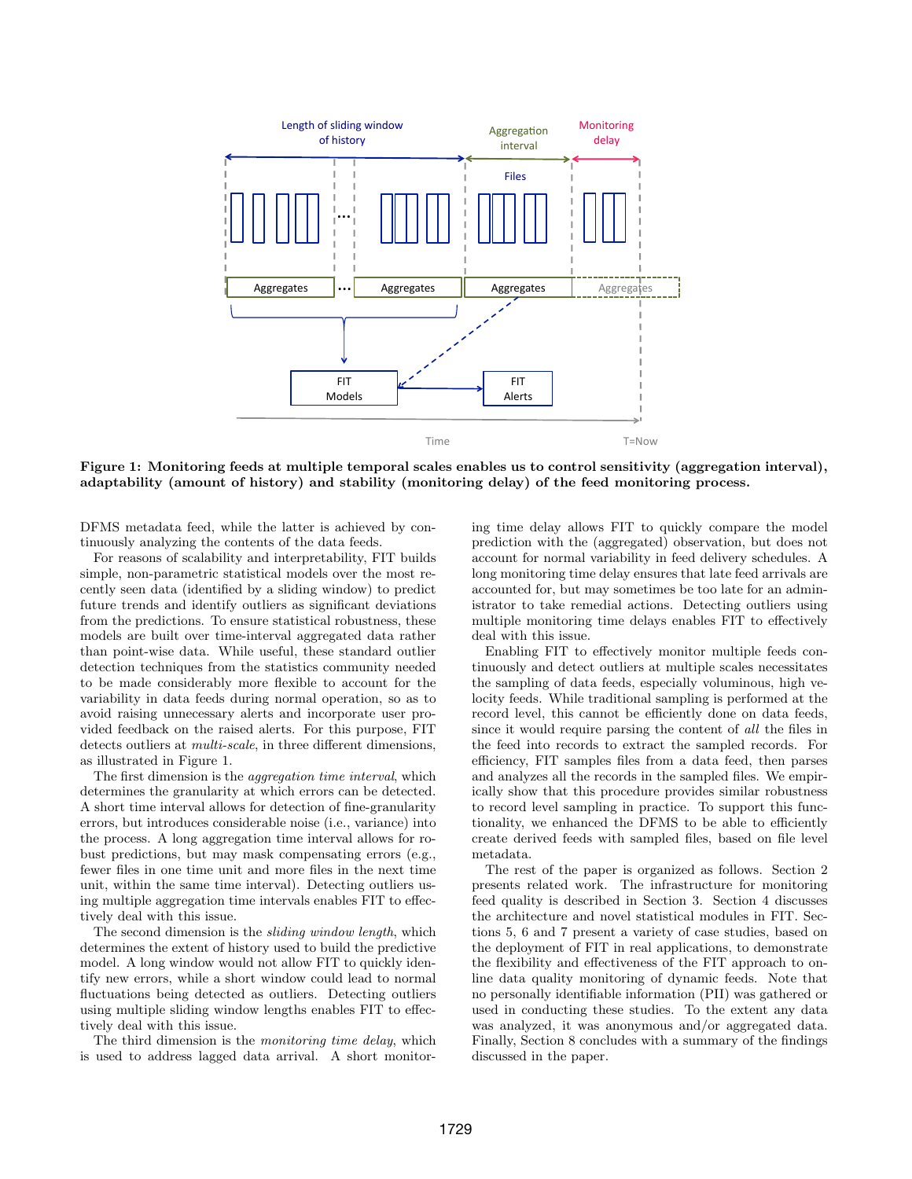**Figure 1: Monitoring feeds at multiple temporal scales enables us to control sensitivity (aggregation interval), adaptability (amount of history) and stability (monitoring delay) of the feed monitoring process.**

DFMS metadata feed, while the latter is achieved by continuously analyzing the contents of the data feeds.

For reasons of scalability and interpretability, FIT builds simple, non-parametric statistical models over the most recently seen data (identified by a sliding window) to predict future trends and identify outliers as significant deviations from the predictions. To ensure statistical robustness, these models are built over time-interval aggregated data rather than point-wise data. While useful, these standard outlier detection techniques from the statistics community needed to be made considerably more flexible to account for the variability in data feeds during normal operation, so as to avoid raising unnecessary alerts and incorporate user provided feedback on the raised alerts. For this purpose, FIT detects outliers at *multi-scale*, in three different dimensions, as illustrated in Figure 1.

The first dimension is the *aggregation time interval*, which determines the granularity at which errors can be detected. A short time interval allows for detection of fine-granularity errors, but introduces considerable noise (i.e., variance) into the process. A long aggregation time interval allows for robust predictions, but may mask compensating errors (e.g., fewer files in one time unit and more files in the next time unit, within the same time interval). Detecting outliers using multiple aggregation time intervals enables FIT to effectively deal with this issue.

The second dimension is the *sliding window length*, which determines the extent of history used to build the predictive model. A long window would not allow FIT to quickly identify new errors, while a short window could lead to normal fluctuations being detected as outliers. Detecting outliers using multiple sliding window lengths enables FIT to effectively deal with this issue.

The third dimension is the *monitoring time delay*, which is used to address lagged data arrival. A short monitoring time delay allows FIT to quickly compare the model prediction with the (aggregated) observation, but does not account for normal variability in feed delivery schedules. A long monitoring time delay ensures that late feed arrivals are accounted for, but may sometimes be too late for an administrator to take remedial actions. Detecting outliers using multiple monitoring time delays enables FIT to effectively deal with this issue.

Enabling FIT to effectively monitor multiple feeds continuously and detect outliers at multiple scales necessitates the sampling of data feeds, especially voluminous, high velocity feeds. While traditional sampling is performed at the record level, this cannot be efficiently done on data feeds, since it would require parsing the content of *all* the files in the feed into records to extract the sampled records. For efficiency, FIT samples files from a data feed, then parses and analyzes all the records in the sampled files. We empirically show that this procedure provides similar robustness to record level sampling in practice. To support this functionality, we enhanced the DFMS to be able to efficiently create derived feeds with sampled files, based on file level metadata.

The rest of the paper is organized as follows. Section 2 presents related work. The infrastructure for monitoring feed quality is described in Section 3. Section 4 discusses the architecture and novel statistical modules in FIT. Sections 5, 6 and 7 present a variety of case studies, based on the deployment of FIT in real applications, to demonstrate the flexibility and effectiveness of the FIT approach to online data quality monitoring of dynamic feeds. Note that no personally identifiable information (PII) was gathered or used in conducting these studies. To the extent any data was analyzed, it was anonymous and/or aggregated data. Finally, Section 8 concludes with a summary of the findings discussed in the paper.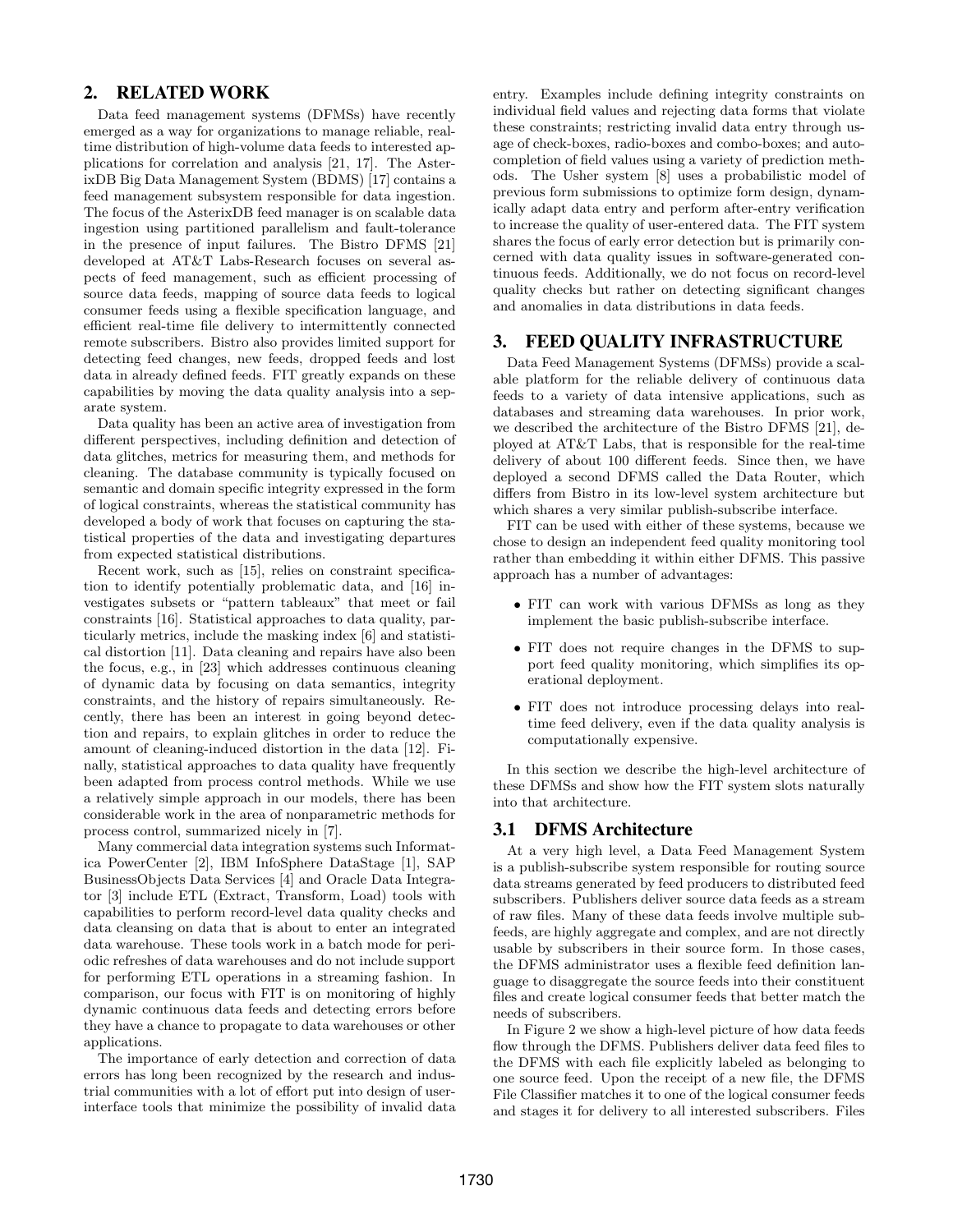## 2. RELATED WORK

Data feed management systems (DFMSs) have recently emerged as a way for organizations to manage reliable, real-time distribution of high-volume data feeds to interested applications for correlation and analysis [21, 17]. The AsterixDB Big Data Management System (BDMS) [17] contains a feed management subsystem responsible for data ingestion. The focus of the AsterixDB feed manager is on scalable data ingestion using partitioned parallelism and fault-tolerance in the presence of input failures. The Bistro DFMS [21] developed at AT&T Labs-Research focuses on several aspects of feed management, such as efficient processing of source data feeds, mapping of source data feeds to logical consumer feeds using a flexible specification language, and efficient real-time file delivery to intermittently connected remote subscribers. Bistro also provides limited support for detecting feed changes, new feeds, dropped feeds and lost data in already defined feeds. FIT greatly expands on these capabilities by moving the data quality analysis into a separate system.

Data quality has been an active area of investigation from different perspectives, including definition and detection of data glitches, metrics for measuring them, and methods for cleaning. The database community is typically focused on semantic and domain specific integrity expressed in the form of logical constraints, whereas the statistical community has developed a body of work that focuses on capturing the statistical properties of the data and investigating departures from expected statistical distributions.

Recent work, such as [15], relies on constraint specification to identify potentially problematic data, and [16] investigates subsets or "pattern tableaux" that meet or fail constraints [16]. Statistical approaches to data quality, particularly metrics, include the masking index [6] and statistical distortion [11]. Data cleaning and repairs have also been the focus, e.g., in [23] which addresses continuous cleaning of dynamic data by focusing on data semantics, integrity constraints, and the history of repairs simultaneously. Recently, there has been an interest in going beyond detection and repairs, to explain glitches in order to reduce the amount of cleaning-induced distortion in the data [12]. Finally, statistical approaches to data quality have frequently been adapted from process control methods. While we use a relatively simple approach in our models, there has been considerable work in the area of nonparametric methods for process control, summarized nicely in [7].

Many commercial data integration systems such Informatica PowerCenter [2], IBM InfoSphere DataStage [1], SAP BusinessObjects Data Services [4] and Oracle Data Integrator [3] include ETL (Extract, Transform, Load) tools with capabilities to perform record-level data quality checks and data cleansing on data that is about to enter an integrated data warehouse. These tools work in a batch mode for periodic refreshes of data warehouses and do not include support for performing ETL operations in a streaming fashion. In comparison, our focus with FIT is on monitoring of highly dynamic continuous data feeds and detecting errors before they have a chance to propagate to data warehouses or other applications.

The importance of early detection and correction of data errors has long been recognized by the research and industrial communities with a lot of effort put into design of user-interface tools that minimize the possibility of invalid data entry. Examples include defining integrity constraints on individual field values and rejecting data forms that violate these constraints; restricting invalid data entry through usage of check-boxes, radio-boxes and combo-boxes; and auto-completion of field values using a variety of prediction methods. The Usher system [8] uses a probabilistic model of previous form submissions to optimize form design, dynamically adapt data entry and perform after-entry verification to increase the quality of user-entered data. The FIT system shares the focus of early error detection but is primarily concerned with data quality issues in software-generated continuous feeds. Additionally, we do not focus on record-level quality checks but rather on detecting significant changes and anomalies in data distributions in data feeds.

## 3. FEED QUALITY INFRASTRUCTURE

Data Feed Management Systems (DFMSs) provide a scalable platform for the reliable delivery of continuous data feeds to a variety of data intensive applications, such as databases and streaming data warehouses. In prior work, we described the architecture of the Bistro DFMS [21], deployed at AT&T Labs, that is responsible for the real-time delivery of about 100 different feeds. Since then, we have deployed a second DFMS called the Data Router, which differs from Bistro in its low-level system architecture but which shares a very similar publish-subscribe interface.

FIT can be used with either of these systems, because we chose to design an independent feed quality monitoring tool rather than embedding it within either DFMS. This passive approach has a number of advantages:

- FIT can work with various DFMSs as long as they implement the basic publish-subscribe interface.
- FIT does not require changes in the DFMS to support feed quality monitoring, which simplifies its operational deployment.
- FIT does not introduce processing delays into real-time feed delivery, even if the data quality analysis is computationally expensive.

In this section we describe the high-level architecture of these DFMSs and show how the FIT system slots naturally into that architecture.

### 3.1 DFMS Architecture

At a very high level, a Data Feed Management System is a publish-subscribe system responsible for routing source data streams generated by feed producers to distributed feed subscribers. Publishers deliver source data feeds as a stream of raw files. Many of these data feeds involve multiple subfeeds, are highly aggregate and complex, and are not directly usable by subscribers in their source form. In those cases, the DFMS administrator uses a flexible feed definition language to disaggregate the source feeds into their constituent files and create logical consumer feeds that better match the needs of subscribers.

In Figure 2 we show a high-level picture of how data feeds flow through the DFMS. Publishers deliver data feed files to the DFMS with each file explicitly labeled as belonging to one source feed. Upon the receipt of a new file, the DFMS File Classifier matches it to one of the logical consumer feeds and stages it for delivery to all interested subscribers. Files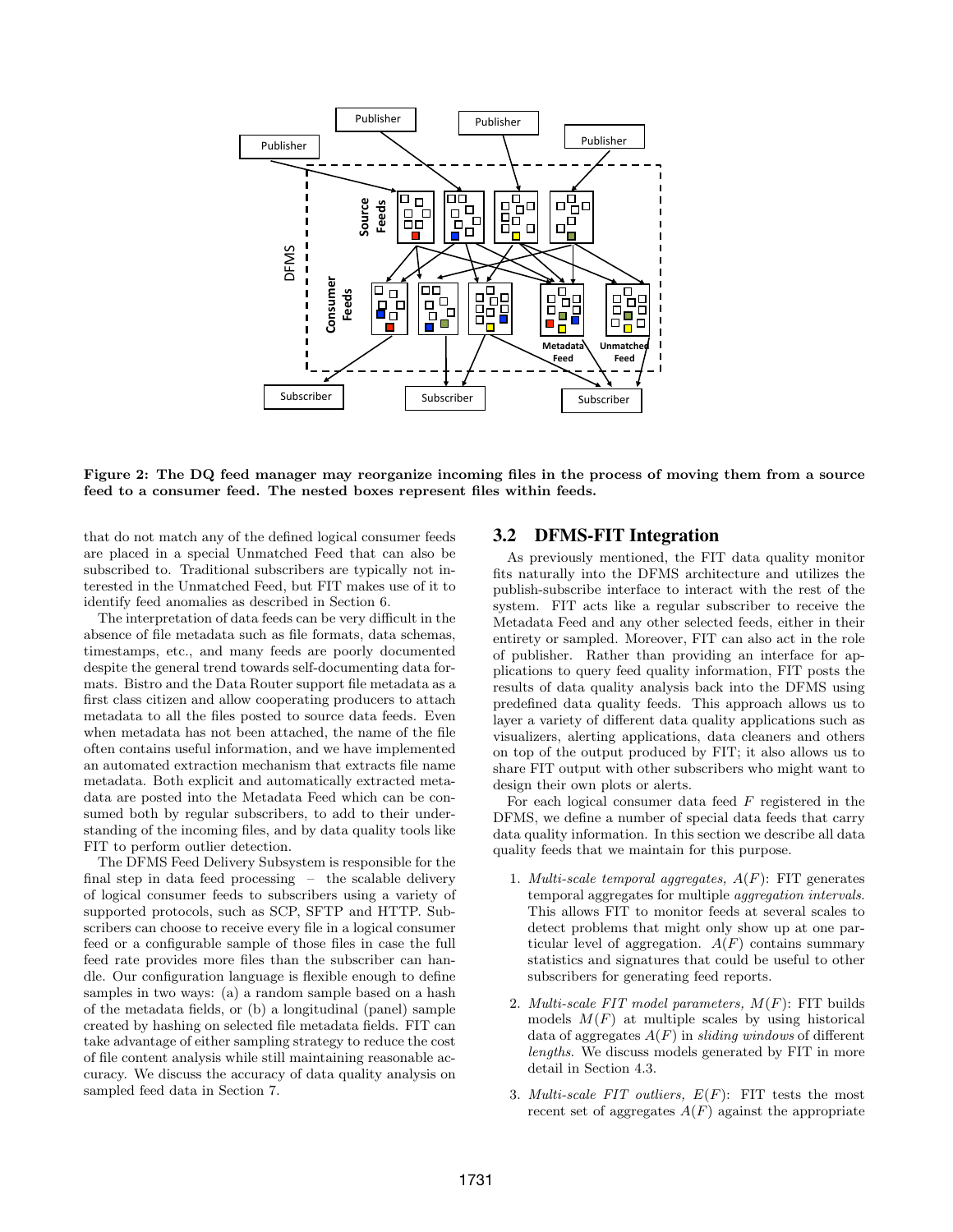Figure 2: The DQ feed manager may reorganize incoming files in the process of moving them from a source feed to a consumer feed. The nested boxes represent files within feeds.

that do not match any of the defined logical consumer feeds are placed in a special Unmatched Feed that can also be subscribed to. Traditional subscribers are typically not interested in the Unmatched Feed, but FIT makes use of it to identify feed anomalies as described in Section 6.

The interpretation of data feeds can be very difficult in the absence of file metadata such as file formats, data schemas, timestamps, etc., and many feeds are poorly documented despite the general trend towards self-documenting data formats. Bistro and the Data Router support file metadata as a first class citizen and allow cooperating producers to attach metadata to all the files posted to source data feeds. Even when metadata has not been attached, the name of the file often contains useful information, and we have implemented an automated extraction mechanism that extracts file name metadata. Both explicit and automatically extracted metadata are posted into the Metadata Feed which can be consumed both by regular subscribers, to add to their understanding of the incoming files, and by data quality tools like FIT to perform outlier detection.

The DFMS Feed Delivery Subsystem is responsible for the final step in data feed processing – the scalable delivery of logical consumer feeds to subscribers using a variety of supported protocols, such as SCP, SFTP and HTTP. Subscribers can choose to receive every file in a logical consumer feed or a configurable sample of those files in case the full feed rate provides more files than the subscriber can handle. Our configuration language is flexible enough to define samples in two ways: (a) a random sample based on a hash of the metadata fields, or (b) a longitudinal (panel) sample created by hashing on selected file metadata fields. FIT can take advantage of either sampling strategy to reduce the cost of file content analysis while still maintaining reasonable accuracy. We discuss the accuracy of data quality analysis on sampled feed data in Section 7.

## 3.2 DFMS-FIT Integration

As previously mentioned, the FIT data quality monitor fits naturally into the DFMS architecture and utilizes the publish-subscribe interface to interact with the rest of the system. FIT acts like a regular subscriber to receive the Metadata Feed and any other selected feeds, either in their entirety or sampled. Moreover, FIT can also act in the role of publisher. Rather than providing an interface for applications to query feed quality information, FIT posts the results of data quality analysis back into the DFMS using predefined data quality feeds. This approach allows us to layer a variety of different data quality applications such as visualizers, alerting applications, data cleaners and others on top of the output produced by FIT; it also allows us to share FIT output with other subscribers who might want to design their own plots or alerts.

For each logical consumer data feed $F$ registered in the DFMS, we define a number of special data feeds that carry data quality information. In this section we describe all data quality feeds that we maintain for this purpose.

1. *Multi-scale temporal aggregates,* $A(F)$: FIT generates temporal aggregates for multiple *aggregation intervals*. This allows FIT to monitor feeds at several scales to detect problems that might only show up at one particular level of aggregation. $A(F)$ contains summary statistics and signatures that could be useful to other subscribers for generating feed reports.
2. *Multi-scale FIT model parameters,* $M(F)$: FIT builds models $M(F)$ at multiple scales by using historical data of aggregates $A(F)$ in *sliding windows* of different *lengths*. We discuss models generated by FIT in more detail in Section 4.3.
3. *Multi-scale FIT outliers,* $E(F)$: FIT tests the most recent set of aggregates $A(F)$ against the appropriate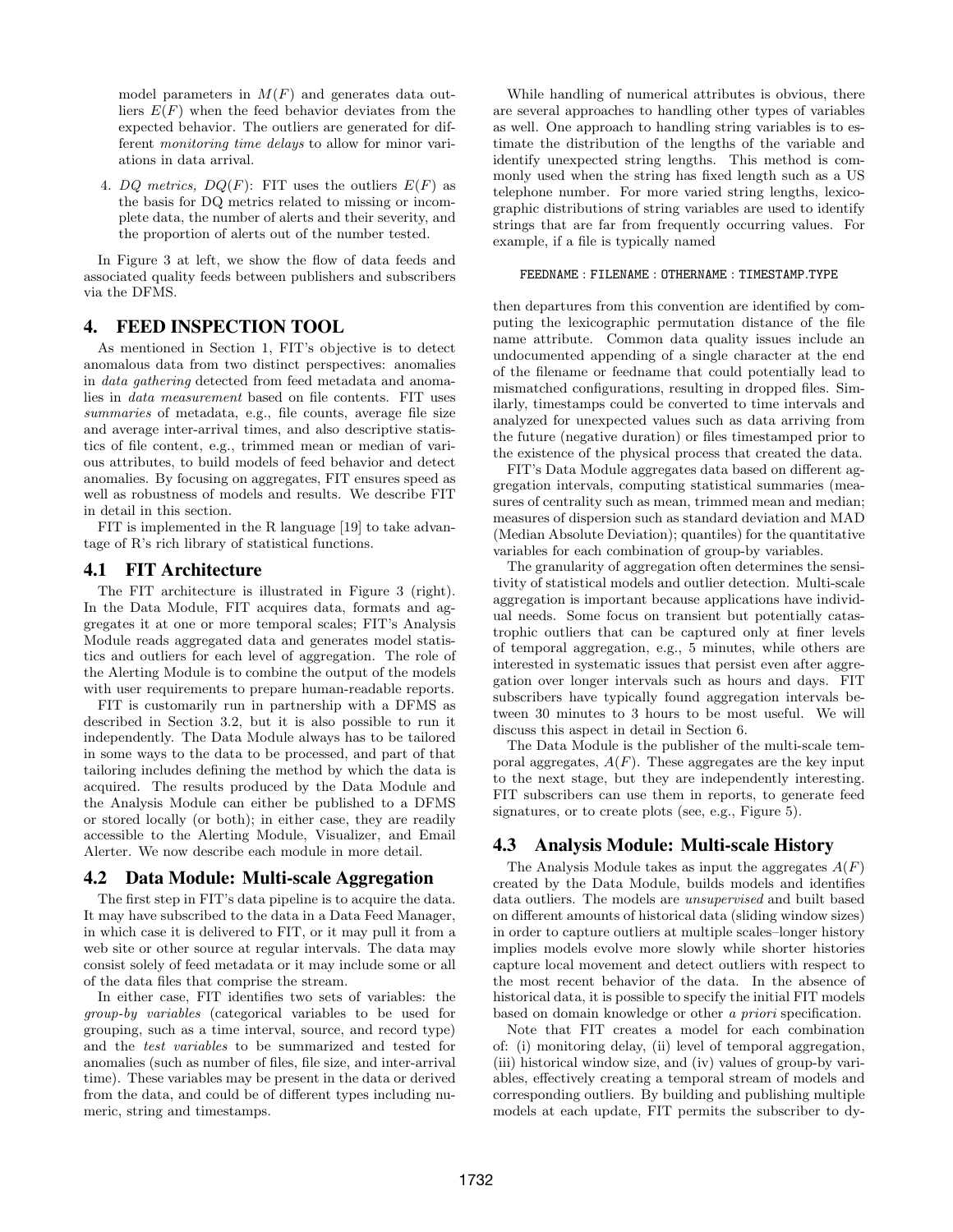model parameters in $M(F)$ and generates data outliers $E(F)$ when the feed behavior deviates from the expected behavior. The outliers are generated for different *monitoring time delays* to allow for minor variations in data arrival.

4. *DQ metrics, $DQ(F)$*: FIT uses the outliers $E(F)$ as the basis for DQ metrics related to missing or incomplete data, the number of alerts and their severity, and the proportion of alerts out of the number tested.

In Figure 3 at left, we show the flow of data feeds and associated quality feeds between publishers and subscribers via the DFMS.

## 4. FEED INSPECTION TOOL

As mentioned in Section 1, FIT's objective is to detect anomalous data from two distinct perspectives: anomalies in *data gathering* detected from feed metadata and anomalies in *data measurement* based on file contents. FIT uses *summaries* of metadata, e.g., file counts, average file size and average inter-arrival times, and also descriptive statistics of file content, e.g., trimmed mean or median of various attributes, to build models of feed behavior and detect anomalies. By focusing on aggregates, FIT ensures speed as well as robustness of models and results. We describe FIT in detail in this section.

FIT is implemented in the R language [19] to take advantage of R's rich library of statistical functions.

### 4.1 FIT Architecture

The FIT architecture is illustrated in Figure 3 (right). In the Data Module, FIT acquires data, formats and aggregates it at one or more temporal scales; FIT's Analysis Module reads aggregated data and generates model statistics and outliers for each level of aggregation. The role of the Alerting Module is to combine the output of the models with user requirements to prepare human-readable reports.

FIT is customarily run in partnership with a DFMS as described in Section 3.2, but it is also possible to run it independently. The Data Module always has to be tailored in some ways to the data to be processed, and part of that tailoring includes defining the method by which the data is acquired. The results produced by the Data Module and the Analysis Module can either be published to a DFMS or stored locally (or both); in either case, they are readily accessible to the Alerting Module, Visualizer, and Email Alerter. We now describe each module in more detail.

### 4.2 Data Module: Multi-scale Aggregation

The first step in FIT's data pipeline is to acquire the data. It may have subscribed to the data in a Data Feed Manager, in which case it is delivered to FIT, or it may pull it from a web site or other source at regular intervals. The data may consist solely of feed metadata or it may include some or all of the data files that comprise the stream.

In either case, FIT identifies two sets of variables: the *group-by variables* (categorical variables to be used for grouping, such as a time interval, source, and record type) and the *test variables* to be summarized and tested for anomalies (such as number of files, file size, and inter-arrival time). These variables may be present in the data or derived from the data, and could be of different types including numeric, string and timestamps.

While handling of numerical attributes is obvious, there are several approaches to handling other types of variables as well. One approach to handling string variables is to estimate the distribution of the lengths of the variable and identify unexpected string lengths. This method is commonly used when the string has fixed length such as a US telephone number. For more varied string lengths, lexicographic distributions of string variables are used to identify strings that are far from frequently occurring values. For example, if a file is typically named

```
FEEDNAME : FILENAME : OTHERNAME : TIMESTAMP.TYPE
```

then departures from this convention are identified by computing the lexicographic permutation distance of the file name attribute. Common data quality issues include an undocumented appending of a single character at the end of the filename or feedname that could potentially lead to mismatched configurations, resulting in dropped files. Similarly, timestamps could be converted to time intervals and analyzed for unexpected values such as data arriving from the future (negative duration) or files timestamped prior to the existence of the physical process that created the data.

FIT's Data Module aggregates data based on different aggregation intervals, computing statistical summaries (measures of centrality such as mean, trimmed mean and median; measures of dispersion such as standard deviation and MAD (Median Absolute Deviation); quantiles) for the quantitative variables for each combination of group-by variables.

The granularity of aggregation often determines the sensitivity of statistical models and outlier detection. Multi-scale aggregation is important because applications have individual needs. Some focus on transient but potentially catastrophic outliers that can be captured only at finer levels of temporal aggregation, e.g., 5 minutes, while others are interested in systematic issues that persist even after aggregation over longer intervals such as hours and days. FIT subscribers have typically found aggregation intervals between 30 minutes to 3 hours to be most useful. We will discuss this aspect in detail in Section 6.

The Data Module is the publisher of the multi-scale temporal aggregates, $A(F)$. These aggregates are the key input to the next stage, but they are independently interesting. FIT subscribers can use them in reports, to generate feed signatures, or to create plots (see, e.g., Figure 5).

### 4.3 Analysis Module: Multi-scale History

The Analysis Module takes as input the aggregates $A(F)$ created by the Data Module, builds models and identifies data outliers. The models are *unsupervised* and built based on different amounts of historical data (sliding window sizes) in order to capture outliers at multiple scales–longer history implies models evolve more slowly while shorter histories capture local movement and detect outliers with respect to the most recent behavior of the data. In the absence of historical data, it is possible to specify the initial FIT models based on domain knowledge or other *a priori* specification.

Note that FIT creates a model for each combination of: (i) monitoring delay, (ii) level of temporal aggregation, (iii) historical window size, and (iv) values of group-by variables, effectively creating a temporal stream of models and corresponding outliers. By building and publishing multiple models at each update, FIT permits the subscriber to dy-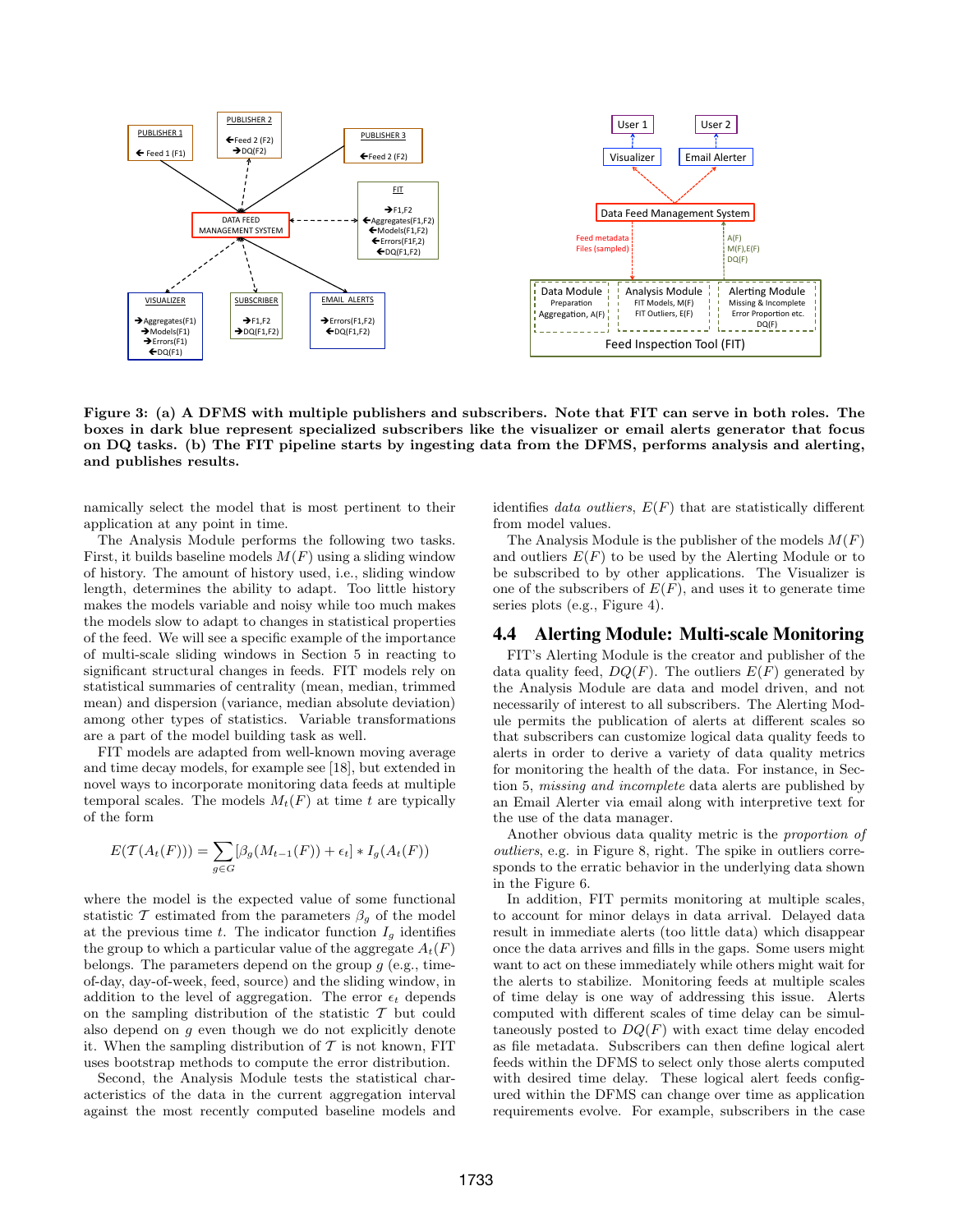**Figure 3: (a) A DFMS with multiple publishers and subscribers. Note that FIT can serve in both roles. The boxes in dark blue represent specialized subscribers like the visualizer or email alerts generator that focus on DQ tasks. (b) The FIT pipeline starts by ingesting data from the DFMS, performs analysis and alerting, and publishes results.**

namically select the model that is most pertinent to their application at any point in time.

The Analysis Module performs the following two tasks. First, it builds baseline models $M(F)$ using a sliding window of history. The amount of history used, i.e., sliding window length, determines the ability to adapt. Too little history makes the models variable and noisy while too much makes the models slow to adapt to changes in statistical properties of the feed. We will see a specific example of the importance of multi-scale sliding windows in Section 5 in reacting to significant structural changes in feeds. FIT models rely on statistical summaries of centrality (mean, median, trimmed mean) and dispersion (variance, median absolute deviation) among other types of statistics. Variable transformations are a part of the model building task as well.

FIT models are adapted from well-known moving average and time decay models, for example see [18], but extended in novel ways to incorporate monitoring data feeds at multiple temporal scales. The models $M_t(F)$ at time $t$ are typically of the form

$$E(\mathcal{T}(A_t(F))) = \sum_{g \in G} [\beta_g(M_{t-1}(F)) + \epsilon_t] * I_g(A_t(F))$$

where the model is the expected value of some functional statistic $\mathcal{T}$ estimated from the parameters $\beta_g$ of the model at the previous time $t$. The indicator function $I_g$ identifies the group to which a particular value of the aggregate $A_t(F)$ belongs. The parameters depend on the group $g$ (e.g., time-of-day, day-of-week, feed, source) and the sliding window, in addition to the level of aggregation. The error $\epsilon_t$ depends on the sampling distribution of the statistic $\mathcal{T}$ but could also depend on $g$ even though we do not explicitly denote it. When the sampling distribution of $\mathcal{T}$ is not known, FIT uses bootstrap methods to compute the error distribution.

Second, the Analysis Module tests the statistical characteristics of the data in the current aggregation interval against the most recently computed baseline models and identifies *data outliers*, $E(F)$ that are statistically different from model values.

The Analysis Module is the publisher of the models $M(F)$ and outliers $E(F)$ to be used by the Alerting Module or to be subscribed to by other applications. The Visualizer is one of the subscribers of $E(F)$, and uses it to generate time series plots (e.g., Figure 4).

## 4.4 Alerting Module: Multi-scale Monitoring

FIT's Alerting Module is the creator and publisher of the data quality feed, $DQ(F)$. The outliers $E(F)$ generated by the Analysis Module are data and model driven, and not necessarily of interest to all subscribers. The Alerting Module permits the publication of alerts at different scales so that subscribers can customize logical data quality feeds to alerts in order to derive a variety of data quality metrics for monitoring the health of the data. For instance, in Section 5, *missing and incomplete* data alerts are published by an Email Alerter via email along with interpretive text for the use of the data manager.

Another obvious data quality metric is the *proportion of outliers*, e.g. in Figure 8, right. The spike in outliers corresponds to the erratic behavior in the underlying data shown in the Figure 6.

In addition, FIT permits monitoring at multiple scales, to account for minor delays in data arrival. Delayed data result in immediate alerts (too little data) which disappear once the data arrives and fills in the gaps. Some users might want to act on these immediately while others might wait for the alerts to stabilize. Monitoring feeds at multiple scales of time delay is one way of addressing this issue. Alerts computed with different scales of time delay can be simultaneously posted to $DQ(F)$ with exact time delay encoded as file metadata. Subscribers can then define logical alert feeds within the DFMS to select only those alerts computed with desired time delay. These logical alert feeds configured within the DFMS can change over time as application requirements evolve. For example, subscribers in the case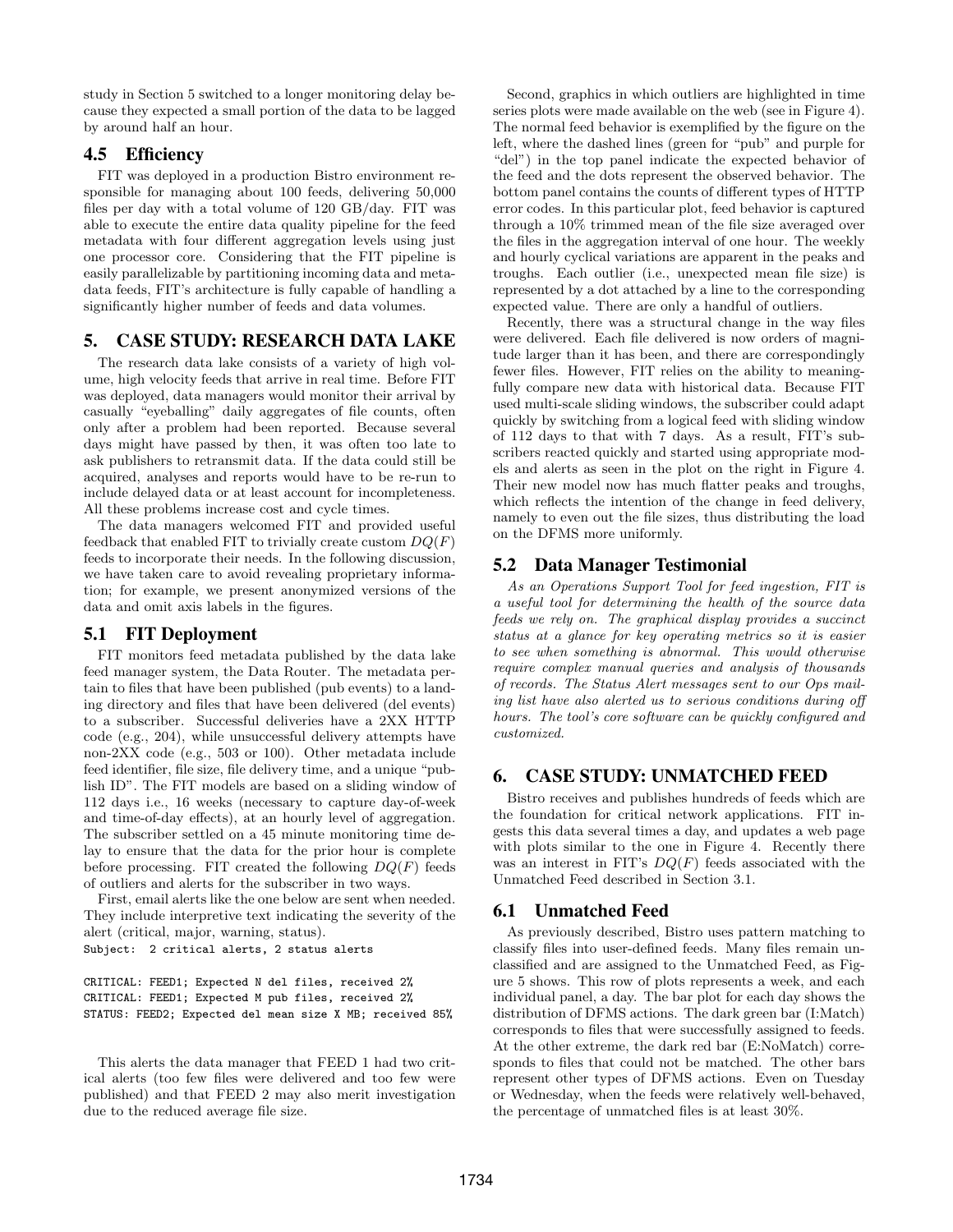study in Section 5 switched to a longer monitoring delay because they expected a small portion of the data to be lagged by around half an hour.

### 4.5 Efficiency

FIT was deployed in a production Bistro environment responsible for managing about 100 feeds, delivering 50,000 files per day with a total volume of 120 GB/day. FIT was able to execute the entire data quality pipeline for the feed metadata with four different aggregation levels using just one processor core. Considering that the FIT pipeline is easily parallelizable by partitioning incoming data and metadata feeds, FIT's architecture is fully capable of handling a significantly higher number of feeds and data volumes.

## 5. CASE STUDY: RESEARCH DATA LAKE

The research data lake consists of a variety of high volume, high velocity feeds that arrive in real time. Before FIT was deployed, data managers would monitor their arrival by casually "eyeballing" daily aggregates of file counts, often only after a problem had been reported. Because several days might have passed by then, it was often too late to ask publishers to retransmit data. If the data could still be acquired, analyses and reports would have to be re-run to include delayed data or at least account for incompleteness. All these problems increase cost and cycle times.

The data managers welcomed FIT and provided useful feedback that enabled FIT to trivially create custom $DQ(F)$ feeds to incorporate their needs. In the following discussion, we have taken care to avoid revealing proprietary information; for example, we present anonymized versions of the data and omit axis labels in the figures.

### 5.1 FIT Deployment

FIT monitors feed metadata published by the data lake feed manager system, the Data Router. The metadata pertain to files that have been published (pub events) to a landing directory and files that have been delivered (del events) to a subscriber. Successful deliveries have a 2XX HTTP code (e.g., 204), while unsuccessful delivery attempts have non-2XX code (e.g., 503 or 100). Other metadata include feed identifier, file size, file delivery time, and a unique "publish ID". The FIT models are based on a sliding window of 112 days i.e., 16 weeks (necessary to capture day-of-week and time-of-day effects), at an hourly level of aggregation. The subscriber settled on a 45 minute monitoring time delay to ensure that the data for the prior hour is complete before processing. FIT created the following $DQ(F)$ feeds of outliers and alerts for the subscriber in two ways.

First, email alerts like the one below are sent when needed. They include interpretive text indicating the severity of the alert (critical, major, warning, status).

```
Subject:  2 critical alerts, 2 status alerts

CRITICAL: FEED1; Expected N del files, received 2%
CRITICAL: FEED1; Expected M pub files, received 2%
STATUS: FEED2; Expected del mean size X MB; received 85%
```

This alerts the data manager that FEED 1 had two critical alerts (too few files were delivered and too few were published) and that FEED 2 may also merit investigation due to the reduced average file size.

Second, graphics in which outliers are highlighted in time series plots were made available on the web (see in Figure 4). The normal feed behavior is exemplified by the figure on the left, where the dashed lines (green for "pub" and purple for "del") in the top panel indicate the expected behavior of the feed and the dots represent the observed behavior. The bottom panel contains the counts of different types of HTTP error codes. In this particular plot, feed behavior is captured through a 10% trimmed mean of the file size averaged over the files in the aggregation interval of one hour. The weekly and hourly cyclical variations are apparent in the peaks and troughs. Each outlier (i.e., unexpected mean file size) is represented by a dot attached by a line to the corresponding expected value. There are only a handful of outliers.

Recently, there was a structural change in the way files were delivered. Each file delivered is now orders of magnitude larger than it has been, and there are correspondingly fewer files. However, FIT relies on the ability to meaningfully compare new data with historical data. Because FIT used multi-scale sliding windows, the subscriber could adapt quickly by switching from a logical feed with sliding window of 112 days to that with 7 days. As a result, FIT's subscribers reacted quickly and started using appropriate models and alerts as seen in the plot on the right in Figure 4. Their new model now has much flatter peaks and troughs, which reflects the intention of the change in feed delivery, namely to even out the file sizes, thus distributing the load on the DFMS more uniformly.

### 5.2 Data Manager Testimonial

*As an Operations Support Tool for feed ingestion, FIT is a useful tool for determining the health of the source data feeds we rely on. The graphical display provides a succinct status at a glance for key operating metrics so it is easier to see when something is abnormal. This would otherwise require complex manual queries and analysis of thousands of records. The Status Alert messages sent to our Ops mailing list have also alerted us to serious conditions during off hours. The tool's core software can be quickly configured and customized.*

## 6. CASE STUDY: UNMATCHED FEED

Bistro receives and publishes hundreds of feeds which are the foundation for critical network applications. FIT ingests this data several times a day, and updates a web page with plots similar to the one in Figure 4. Recently there was an interest in FIT's $DQ(F)$ feeds associated with the Unmatched Feed described in Section 3.1.

### 6.1 Unmatched Feed

As previously described, Bistro uses pattern matching to classify files into user-defined feeds. Many files remain unclassified and are assigned to the Unmatched Feed, as Figure 5 shows. This row of plots represents a week, and each individual panel, a day. The bar plot for each day shows the distribution of DFMS actions. The dark green bar (I:Match) corresponds to files that were successfully assigned to feeds. At the other extreme, the dark red bar (E:NoMatch) corresponds to files that could not be matched. The other bars represent other types of DFMS actions. Even on Tuesday or Wednesday, when the feeds were relatively well-behaved, the percentage of unmatched files is at least 30%.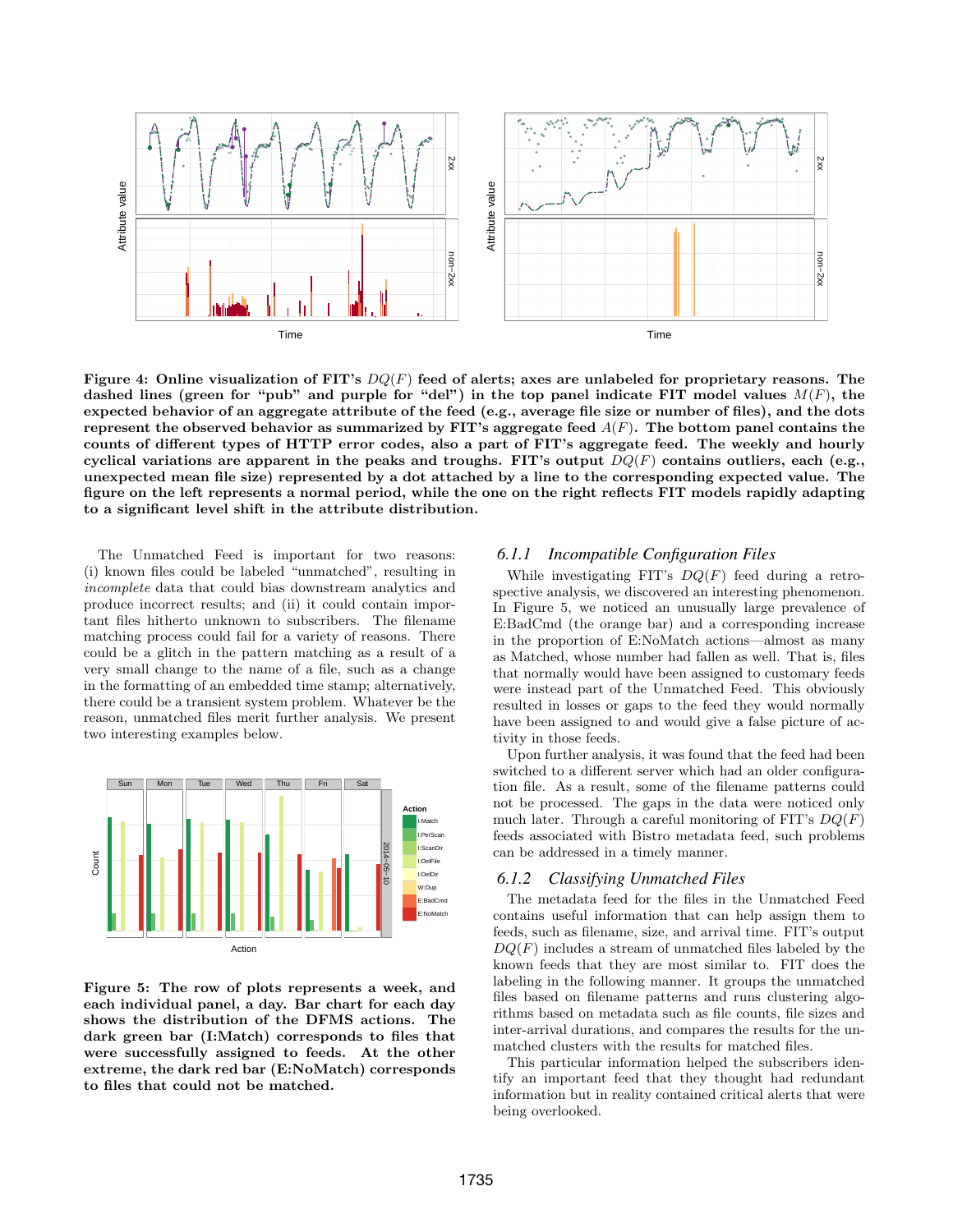**Figure 4: Online visualization of FIT's $DQ(F)$ feed of alerts; axes are unlabeled for proprietary reasons. The dashed lines (green for "pub" and purple for "del") in the top panel indicate FIT model values $M(F)$, the expected behavior of an aggregate attribute of the feed (e.g., average file size or number of files), and the dots represent the observed behavior as summarized by FIT's aggregate feed $A(F)$. The bottom panel contains the counts of different types of HTTP error codes, also a part of FIT's aggregate feed. The weekly and hourly cyclical variations are apparent in the peaks and troughs. FIT's output $DQ(F)$ contains outliers, each (e.g., unexpected mean file size) represented by a dot attached by a line to the corresponding expected value. The figure on the left represents a normal period, while the one on the right reflects FIT models rapidly adapting to a significant level shift in the attribute distribution.**

The Unmatched Feed is important for two reasons: (i) known files could be labeled "unmatched", resulting in *incomplete* data that could bias downstream analytics and produce incorrect results; and (ii) it could contain important files hitherto unknown to subscribers. The filename matching process could fail for a variety of reasons. There could be a glitch in the pattern matching as a result of a very small change to the name of a file, such as a change in the formatting of an embedded time stamp; alternatively, there could be a transient system problem. Whatever be the reason, unmatched files merit further analysis. We present two interesting examples below.

**Figure 5: The row of plots represents a week, and each individual panel, a day. Bar chart for each day shows the distribution of the DFMS actions. The dark green bar (I:Match) corresponds to files that were successfully assigned to feeds. At the other extreme, the dark red bar (E:NoMatch) corresponds to files that could not be matched.**

### 6.1.1 *Incompatible Configuration Files*

While investigating FIT's $DQ(F)$ feed during a retrospective analysis, we discovered an interesting phenomenon. In Figure 5, we noticed an unusually large prevalence of E:BadCmd (the orange bar) and a corresponding increase in the proportion of E:NoMatch actions—almost as many as Matched, whose number had fallen as well. That is, files that normally would have been assigned to customary feeds were instead part of the Unmatched Feed. This obviously resulted in losses or gaps to the feed they would normally have been assigned to and would give a false picture of activity in those feeds.

Upon further analysis, it was found that the feed had been switched to a different server which had an older configuration file. As a result, some of the filename patterns could not be processed. The gaps in the data were noticed only much later. Through a careful monitoring of FIT's $DQ(F)$ feeds associated with Bistro metadata feed, such problems can be addressed in a timely manner.

### 6.1.2 *Classifying Unmatched Files*

The metadata feed for the files in the Unmatched Feed contains useful information that can help assign them to feeds, such as filename, size, and arrival time. FIT's output $DQ(F)$ includes a stream of unmatched files labeled by the known feeds that they are most similar to. FIT does the labeling in the following manner. It groups the unmatched files based on filename patterns and runs clustering algorithms based on metadata such as file counts, file sizes and inter-arrival durations, and compares the results for the unmatched clusters with the results for matched files.

This particular information helped the subscribers identify an important feed that they thought had redundant information but in reality contained critical alerts that were being overlooked.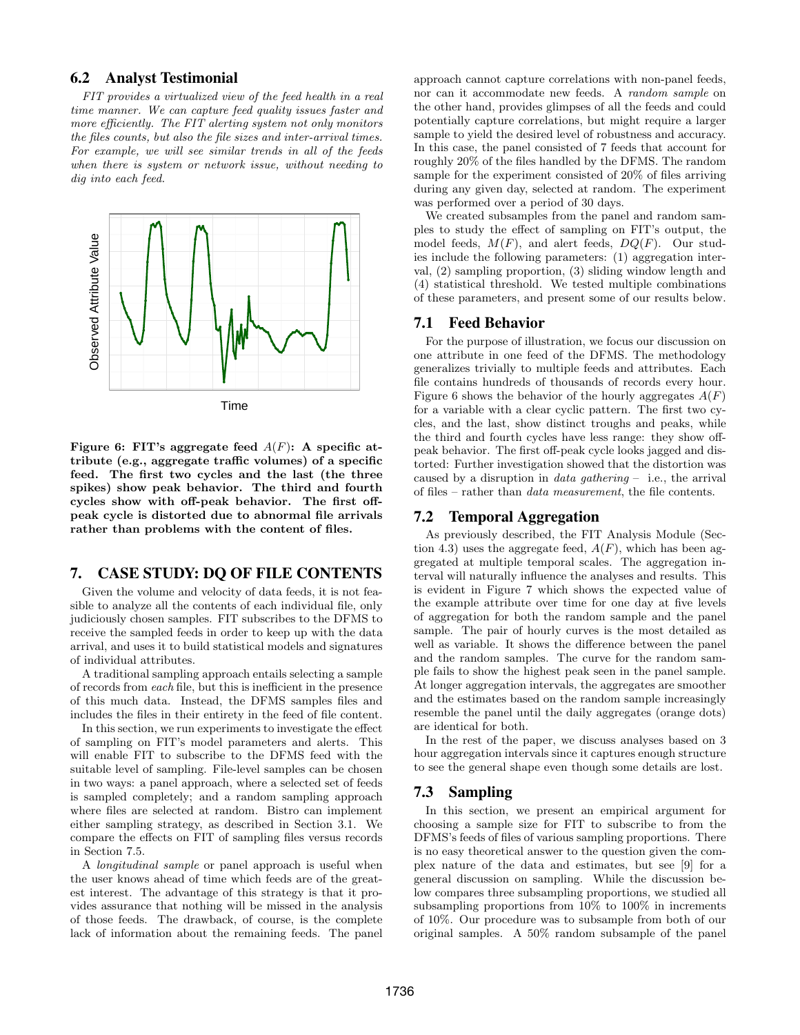## 6.2 Analyst Testimonial

*FIT provides a virtualized view of the feed health in a real time manner. We can capture feed quality issues faster and more efficiently. The FIT alerting system not only monitors the files counts, but also the file sizes and inter-arrival times. For example, we will see similar trends in all of the feeds when there is system or network issue, without needing to dig into each feed.*

**Figure 6: FIT's aggregate feed $A(F)$: A specific attribute (e.g., aggregate traffic volumes) of a specific feed. The first two cycles and the last (the three spikes) show peak behavior. The third and fourth cycles show with off-peak behavior. The first off-peak cycle is distorted due to abnormal file arrivals rather than problems with the content of files.**

## 7. CASE STUDY: DQ OF FILE CONTENTS

Given the volume and velocity of data feeds, it is not feasible to analyze all the contents of each individual file, only judiciously chosen samples. FIT subscribes to the DFMS to receive the sampled feeds in order to keep up with the data arrival, and uses it to build statistical models and signatures of individual attributes.

A traditional sampling approach entails selecting a sample of records from *each* file, but this is inefficient in the presence of this much data. Instead, the DFMS samples files and includes the files in their entirety in the feed of file content.

In this section, we run experiments to investigate the effect of sampling on FIT's model parameters and alerts. This will enable FIT to subscribe to the DFMS feed with the suitable level of sampling. File-level samples can be chosen in two ways: a panel approach, where a selected set of feeds is sampled completely; and a random sampling approach where files are selected at random. Bistro can implement either sampling strategy, as described in Section 3.1. We compare the effects on FIT of sampling files versus records in Section 7.5.

A *longitudinal sample* or panel approach is useful when the user knows ahead of time which feeds are of the greatest interest. The advantage of this strategy is that it provides assurance that nothing will be missed in the analysis of those feeds. The drawback, of course, is the complete lack of information about the remaining feeds. The panel approach cannot capture correlations with non-panel feeds, nor can it accommodate new feeds. A *random sample* on the other hand, provides glimpses of all the feeds and could potentially capture correlations, but might require a larger sample to yield the desired level of robustness and accuracy. In this case, the panel consisted of 7 feeds that account for roughly 20% of the files handled by the DFMS. The random sample for the experiment consisted of 20% of files arriving during any given day, selected at random. The experiment was performed over a period of 30 days.

We created subsamples from the panel and random samples to study the effect of sampling on FIT's output, the model feeds, $M(F)$, and alert feeds, $DQ(F)$. Our studies include the following parameters: (1) aggregation interval, (2) sampling proportion, (3) sliding window length and (4) statistical threshold. We tested multiple combinations of these parameters, and present some of our results below.

### 7.1 Feed Behavior

For the purpose of illustration, we focus our discussion on one attribute in one feed of the DFMS. The methodology generalizes trivially to multiple feeds and attributes. Each file contains hundreds of thousands of records every hour. Figure 6 shows the behavior of the hourly aggregates $A(F)$ for a variable with a clear cyclic pattern. The first two cycles, and the last, show distinct troughs and peaks, while the third and fourth cycles have less range: they show off-peak behavior. The first off-peak cycle looks jagged and distorted: Further investigation showed that the distortion was caused by a disruption in *data gathering* – i.e., the arrival of files – rather than *data measurement*, the file contents.

### 7.2 Temporal Aggregation

As previously described, the FIT Analysis Module (Section 4.3) uses the aggregate feed, $A(F)$, which has been aggregated at multiple temporal scales. The aggregation interval will naturally influence the analyses and results. This is evident in Figure 7 which shows the expected value of the example attribute over time for one day at five levels of aggregation for both the random sample and the panel sample. The pair of hourly curves is the most detailed as well as variable. It shows the difference between the panel and the random samples. The curve for the random sample fails to show the highest peak seen in the panel sample. At longer aggregation intervals, the aggregates are smoother and the estimates based on the random sample increasingly resemble the panel until the daily aggregates (orange dots) are identical for both.

In the rest of the paper, we discuss analyses based on 3 hour aggregation intervals since it captures enough structure to see the general shape even though some details are lost.

### 7.3 Sampling

In this section, we present an empirical argument for choosing a sample size for FIT to subscribe to from the DFMS's feeds of files of various sampling proportions. There is no easy theoretical answer to the question given the complex nature of the data and estimates, but see [9] for a general discussion on sampling. While the discussion below compares three subsampling proportions, we studied all subsampling proportions from 10% to 100% in increments of 10%. Our procedure was to subsample from both of our original samples. A 50% random subsample of the panel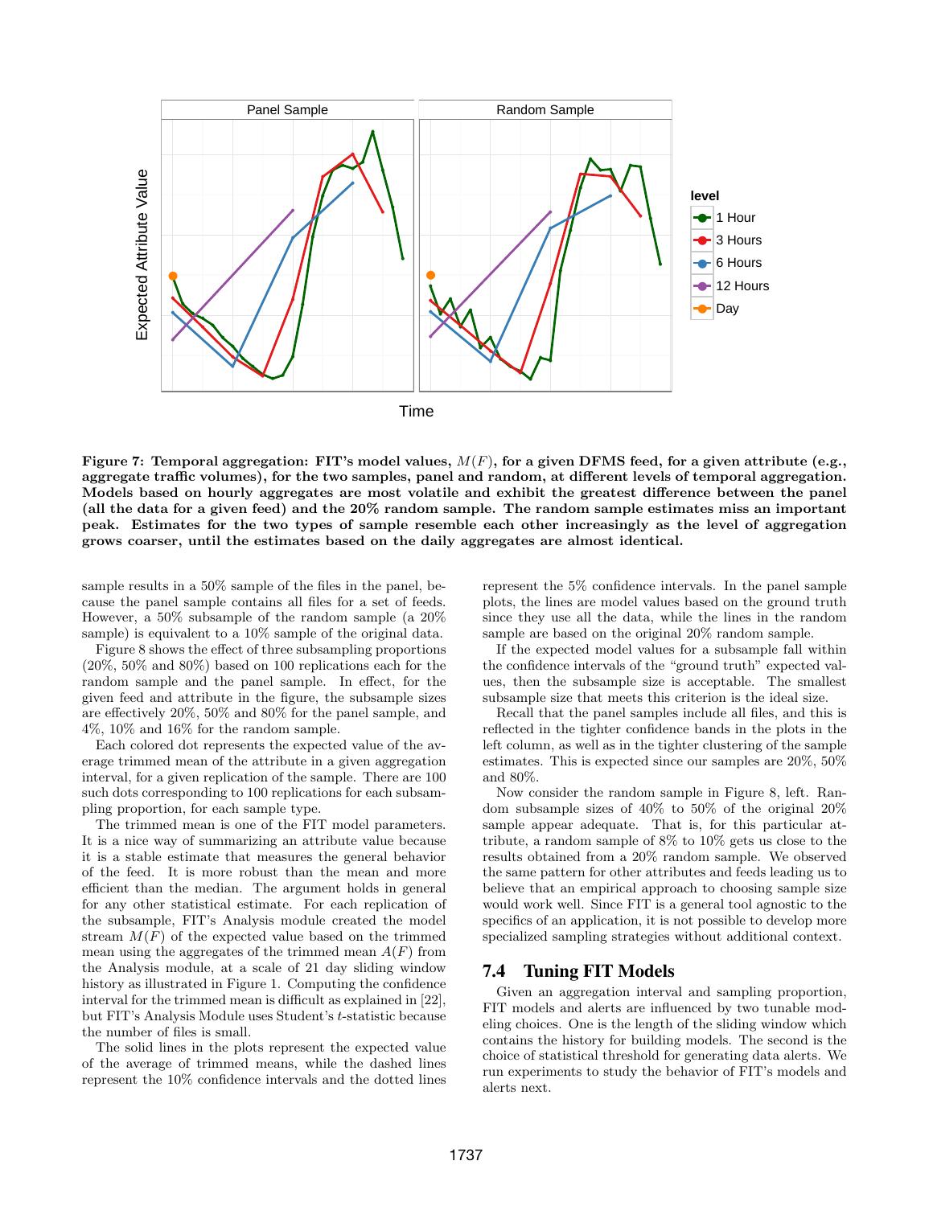**Figure 7: Temporal aggregation: FIT's model values, $M(F)$, for a given DFMS feed, for a given attribute (e.g., aggregate traffic volumes), for the two samples, panel and random, at different levels of temporal aggregation. Models based on hourly aggregates are most volatile and exhibit the greatest difference between the panel (all the data for a given feed) and the 20% random sample. The random sample estimates miss an important peak. Estimates for the two types of sample resemble each other increasingly as the level of aggregation grows coarser, until the estimates based on the daily aggregates are almost identical.**

sample results in a 50% sample of the files in the panel, because the panel sample contains all files for a set of feeds. However, a 50% subsample of the random sample (a 20% sample) is equivalent to a 10% sample of the original data.

Figure 8 shows the effect of three subsampling proportions (20%, 50% and 80%) based on 100 replications each for the random sample and the panel sample. In effect, for the given feed and attribute in the figure, the subsample sizes are effectively 20%, 50% and 80% for the panel sample, and 4%, 10% and 16% for the random sample.

Each colored dot represents the expected value of the average trimmed mean of the attribute in a given aggregation interval, for a given replication of the sample. There are 100 such dots corresponding to 100 replications for each subsampling proportion, for each sample type.

The trimmed mean is one of the FIT model parameters. It is a nice way of summarizing an attribute value because it is a stable estimate that measures the general behavior of the feed. It is more robust than the mean and more efficient than the median. The argument holds in general for any other statistical estimate. For each replication of the subsample, FIT's Analysis module created the model stream $M(F)$ of the expected value based on the trimmed mean using the aggregates of the trimmed mean $A(F)$ from the Analysis module, at a scale of 21 day sliding window history as illustrated in Figure 1. Computing the confidence interval for the trimmed mean is difficult as explained in [22], but FIT's Analysis Module uses Student's $t$-statistic because the number of files is small.

The solid lines in the plots represent the expected value of the average of trimmed means, while the dashed lines represent the 10% confidence intervals and the dotted lines represent the 5% confidence intervals. In the panel sample plots, the lines are model values based on the ground truth since they use all the data, while the lines in the random sample are based on the original 20% random sample.

If the expected model values for a subsample fall within the confidence intervals of the "ground truth" expected values, then the subsample size is acceptable. The smallest subsample size that meets this criterion is the ideal size.

Recall that the panel samples include all files, and this is reflected in the tighter confidence bands in the plots in the left column, as well as in the tighter clustering of the sample estimates. This is expected since our samples are 20%, 50% and 80%.

Now consider the random sample in Figure 8, left. Random subsample sizes of 40% to 50% of the original 20% sample appear adequate. That is, for this particular attribute, a random sample of 8% to 10% gets us close to the results obtained from a 20% random sample. We observed the same pattern for other attributes and feeds leading us to believe that an empirical approach to choosing sample size would work well. Since FIT is a general tool agnostic to the specifics of an application, it is not possible to develop more specialized sampling strategies without additional context.

## 7.4 Tuning FIT Models

Given an aggregation interval and sampling proportion, FIT models and alerts are influenced by two tunable modeling choices. One is the length of the sliding window which contains the history for building models. The second is the choice of statistical threshold for generating data alerts. We run experiments to study the behavior of FIT's models and alerts next.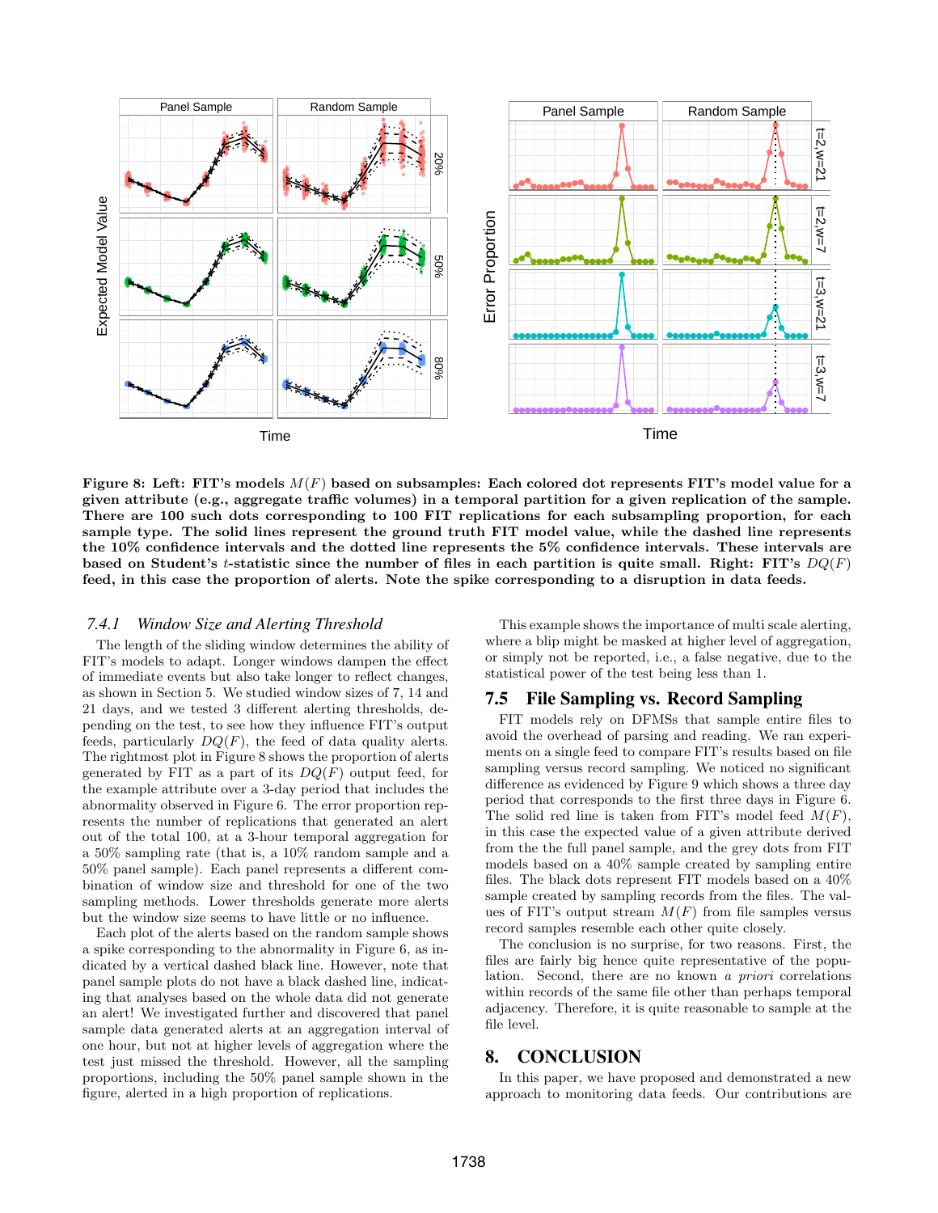**Figure 8: Left: FIT's models $M(F)$ based on subsamples: Each colored dot represents FIT's model value for a given attribute (e.g., aggregate traffic volumes) in a temporal partition for a given replication of the sample. There are 100 such dots corresponding to 100 FIT replications for each subsampling proportion, for each sample type. The solid lines represent the ground truth FIT model value, while the dashed line represents the 10% confidence intervals and the dotted line represents the 5% confidence intervals. These intervals are based on Student's $t$-statistic since the number of files in each partition is quite small. Right: FIT's $DQ(F)$ feed, in this case the proportion of alerts. Note the spike corresponding to a disruption in data feeds.**

### 7.4.1 Window Size and Alerting Threshold

The length of the sliding window determines the ability of FIT's models to adapt. Longer windows dampen the effect of immediate events but also take longer to reflect changes, as shown in Section 5. We studied window sizes of 7, 14 and 21 days, and we tested 3 different alerting thresholds, depending on the test, to see how they influence FIT's output feeds, particularly $DQ(F)$, the feed of data quality alerts. The rightmost plot in Figure 8 shows the proportion of alerts generated by FIT as a part of its $DQ(F)$ output feed, for the example attribute over a 3-day period that includes the abnormality observed in Figure 6. The error proportion represents the number of replications that generated an alert out of the total 100, at a 3-hour temporal aggregation for a 50% sampling rate (that is, a 10% random sample and a 50% panel sample). Each panel represents a different combination of window size and threshold for one of the two sampling methods. Lower thresholds generate more alerts but the window size seems to have little or no influence.

Each plot of the alerts based on the random sample shows a spike corresponding to the abnormality in Figure 6, as indicated by a vertical dashed black line. However, note that panel sample plots do not have a black dashed line, indicating that analyses based on the whole data did not generate an alert! We investigated further and discovered that panel sample data generated alerts at an aggregation interval of one hour, but not at higher levels of aggregation where the test just missed the threshold. However, all the sampling proportions, including the 50% panel sample shown in the figure, alerted in a high proportion of replications.

This example shows the importance of multi scale alerting, where a blip might be masked at higher level of aggregation, or simply not be reported, i.e., a false negative, due to the statistical power of the test being less than 1.

## 7.5 File Sampling vs. Record Sampling

FIT models rely on DFMSs that sample entire files to avoid the overhead of parsing and reading. We ran experiments on a single feed to compare FIT's results based on file sampling versus record sampling. We noticed no significant difference as evidenced by Figure 9 which shows a three day period that corresponds to the first three days in Figure 6. The solid red line is taken from FIT's model feed $M(F)$, in this case the expected value of a given attribute derived from the the full panel sample, and the grey dots from FIT models based on a 40% sample created by sampling entire files. The black dots represent FIT models based on a 40% sample created by sampling records from the files. The values of FIT's output stream $M(F)$ from file samples versus record samples resemble each other quite closely.

The conclusion is no surprise, for two reasons. First, the files are fairly big hence quite representative of the population. Second, there are no known *a priori* correlations within records of the same file other than perhaps temporal adjacency. Therefore, it is quite reasonable to sample at the file level.

# 8. CONCLUSION

In this paper, we have proposed and demonstrated a new approach to monitoring data feeds. Our contributions are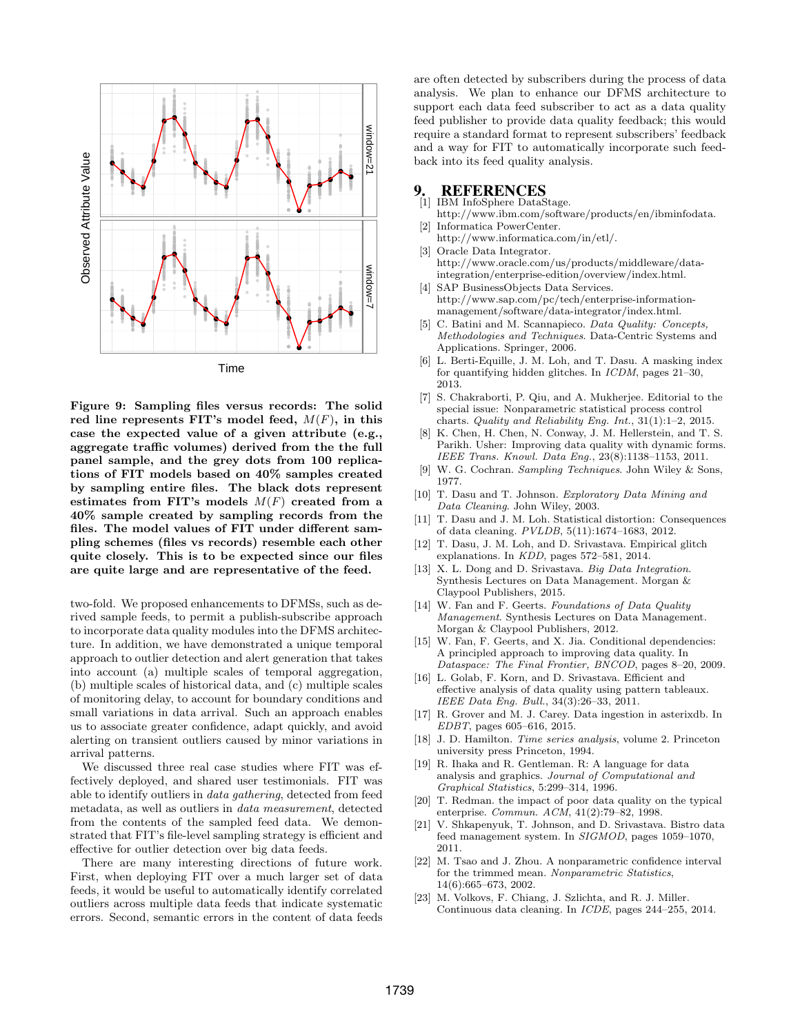Observed Attribute Value

window=21

window=7

Time

**Figure 9: Sampling files versus records: The solid red line represents FIT's model feed, $M(F)$, in this case the expected value of a given attribute (e.g., aggregate traffic volumes) derived from the the full panel sample, and the grey dots from 100 replications of FIT models based on 40% samples created by sampling entire files. The black dots represent estimates from FIT's models $M(F)$ created from a 40% sample created by sampling records from the files. The model values of FIT under different sampling schemes (files vs records) resemble each other quite closely. This is to be expected since our files are quite large and are representative of the feed.**

two-fold. We proposed enhancements to DFMSs, such as derived sample feeds, to permit a publish-subscribe approach to incorporate data quality modules into the DFMS architecture. In addition, we have demonstrated a unique temporal approach to outlier detection and alert generation that takes into account (a) multiple scales of temporal aggregation, (b) multiple scales of historical data, and (c) multiple scales of monitoring delay, to account for boundary conditions and small variations in data arrival. Such an approach enables us to associate greater confidence, adapt quickly, and avoid alerting on transient outliers caused by minor variations in arrival patterns.

We discussed three real case studies where FIT was effectively deployed, and shared user testimonials. FIT was able to identify outliers in *data gathering*, detected from feed metadata, as well as outliers in *data measurement*, detected from the contents of the sampled feed data. We demonstrated that FIT's file-level sampling strategy is efficient and effective for outlier detection over big data feeds.

There are many interesting directions of future work. First, when deploying FIT over a much larger set of data feeds, it would be useful to automatically identify correlated outliers across multiple data feeds that indicate systematic errors. Second, semantic errors in the content of data feeds are often detected by subscribers during the process of data analysis. We plan to enhance our DFMS architecture to support each data feed subscriber to act as a data quality feed publisher to provide data quality feedback; this would require a standard format to represent subscribers' feedback and a way for FIT to automatically incorporate such feedback into its feed quality analysis.

# 9. REFERENCES

[1] IBM InfoSphere DataStage. http://www.ibm.com/software/products/en/ibminfodata.

[2] Informatica PowerCenter. http://www.informatica.com/in/etl/.

[3] Oracle Data Integrator. http://www.oracle.com/us/products/middleware/data-integration/enterprise-edition/overview/index.html.

[4] SAP BusinessObjects Data Services. http://www.sap.com/pc/tech/enterprise-information-management/software/data-integrator/index.html.

[5] C. Batini and M. Scannapieco. *Data Quality: Concepts, Methodologies and Techniques*. Data-Centric Systems and Applications. Springer, 2006.

[6] L. Berti-Equille, J. M. Loh, and T. Dasu. A masking index for quantifying hidden glitches. In *ICDM*, pages 21–30, 2013.

[7] S. Chakraborti, P. Qiu, and A. Mukherjee. Editorial to the special issue: Nonparametric statistical process control charts. *Quality and Reliability Eng. Int.*, 31(1):1–2, 2015.

[8] K. Chen, H. Chen, N. Conway, J. M. Hellerstein, and T. S. Parikh. Usher: Improving data quality with dynamic forms. *IEEE Trans. Knowl. Data Eng.*, 23(8):1138–1153, 2011.

[9] W. G. Cochran. *Sampling Techniques*. John Wiley & Sons, 1977.

[10] T. Dasu and T. Johnson. *Exploratory Data Mining and Data Cleaning*. John Wiley, 2003.

[11] T. Dasu and J. M. Loh. Statistical distortion: Consequences of data cleaning. *PVLDB*, 5(11):1674–1683, 2012.

[12] T. Dasu, J. M. Loh, and D. Srivastava. Empirical glitch explanations. In *KDD*, pages 572–581, 2014.

[13] X. L. Dong and D. Srivastava. *Big Data Integration*. Synthesis Lectures on Data Management. Morgan & Claypool Publishers, 2015.

[14] W. Fan and F. Geerts. *Foundations of Data Quality Management*. Synthesis Lectures on Data Management. Morgan & Claypool Publishers, 2012.

[15] W. Fan, F. Geerts, and X. Jia. Conditional dependencies: A principled approach to improving data quality. In *Dataspace: The Final Frontier, BNCOD*, pages 8–20, 2009.

[16] L. Golab, F. Korn, and D. Srivastava. Efficient and effective analysis of data quality using pattern tableaux. *IEEE Data Eng. Bull.*, 34(3):26–33, 2011.

[17] R. Grover and M. J. Carey. Data ingestion in asterixdb. In *EDBT*, pages 605–616, 2015.

[18] J. D. Hamilton. *Time series analysis*, volume 2. Princeton university press Princeton, 1994.

[19] R. Ihaka and R. Gentleman. R: A language for data analysis and graphics. *Journal of Computational and Graphical Statistics*, 5:299–314, 1996.

[20] T. Redman. the impact of poor data quality on the typical enterprise. *Commun. ACM*, 41(2):79–82, 1998.

[21] V. Shkapenyuk, T. Johnson, and D. Srivastava. Bistro data feed management system. In *SIGMOD*, pages 1059–1070, 2011.

[22] M. Tsao and J. Zhou. A nonparametric confidence interval for the trimmed mean. *Nonparametric Statistics*, 14(6):665–673, 2002.

[23] M. Volkovs, F. Chiang, J. Szlichta, and R. J. Miller. Continuous data cleaning. In *ICDE*, pages 244–255, 2014.